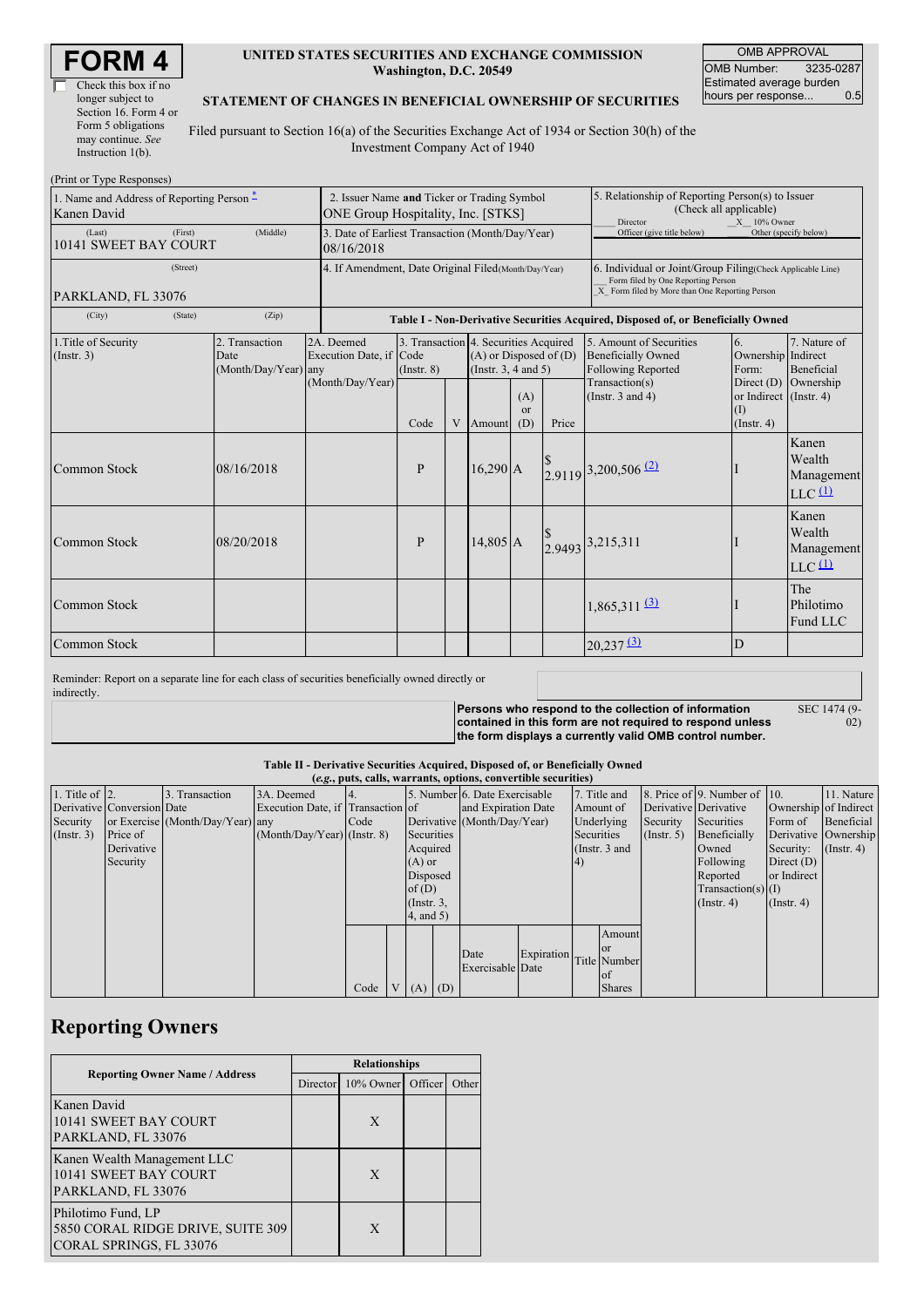# FORM 4

☐ Check this box if no longer subject to Section 16. Form 4 or Form 5 obligations may continue. *See* Instruction 1(b).

**UNITED STATES SECURITIES AND EXCHANGE COMMISSION**
**Washington, D.C. 20549**

**STATEMENT OF CHANGES IN BENEFICIAL OWNERSHIP OF SECURITIES**

Filed pursuant to Section 16(a) of the Securities Exchange Act of 1934 or Section 30(h) of the Investment Company Act of 1940

| OMB APPROVAL | |
|---|---|
| OMB Number: | 3235-0287 |
| Estimated average burden hours per response... | 0.5 |

(Print or Type Responses)

| 1. Name and Address of Reporting Person * | 2. Issuer Name **and** Ticker or Trading Symbol | 5. Relationship of Reporting Person(s) to Issuer (Check all applicable) |
|---|---|---|
| Kanen David | ONE Group Hospitality, Inc. [STKS] | ___ Director __X__ 10% Owner ___ Officer (give title below) ___ Other (specify below) |
| (Last) (First) (Middle) 10141 SWEET BAY COURT | 3. Date of Earliest Transaction (Month/Day/Year) 08/16/2018 | |
| (Street) PARKLAND, FL 33076 | 4. If Amendment, Date Original Filed(Month/Day/Year) | 6. Individual or Joint/Group Filing(Check Applicable Line) ___ Form filed by One Reporting Person _X_ Form filed by More than One Reporting Person |
| (City) (State) (Zip) | | |

**Table I - Non-Derivative Securities Acquired, Disposed of, or Beneficially Owned**

| 1.Title of Security (Instr. 3) | 2. Transaction Date (Month/Day/Year) | 2A. Deemed Execution Date, if any (Month/Day/Year) | 3. Transaction Code (Instr. 8) Code | V | 4. Securities Acquired (A) or Disposed of (D) (Instr. 3, 4 and 5) Amount | (A) or (D) | Price | 5. Amount of Securities Beneficially Owned Following Reported Transaction(s) (Instr. 3 and 4) | 6. Ownership Form: Direct (D) or Indirect (I) (Instr. 4) | 7. Nature of Indirect Beneficial Ownership (Instr. 4) |
|---|---|---|---|---|---|---|---|---|---|---|
| Common Stock | 08/16/2018 | | P | | 16,290 | A | $ 2.9119 | 3,200,506 (2) | I | Kanen Wealth Management LLC (1) |
| Common Stock | 08/20/2018 | | P | | 14,805 | A | $ 2.9493 | 3,215,311 | I | Kanen Wealth Management LLC (1) |
| Common Stock | | | | | | | | 1,865,311 (3) | I | The Philotimo Fund LLC |
| Common Stock | | | | | | | | 20,237 (3) | D | |

Reminder: Report on a separate line for each class of securities beneficially owned directly or indirectly.

**Persons who respond to the collection of information contained in this form are not required to respond unless the form displays a currently valid OMB control number.** SEC 1474 (9-02)

**Table II - Derivative Securities Acquired, Disposed of, or Beneficially Owned**
**(*e.g.*, puts, calls, warrants, options, convertible securities)**

| 1. Title of Derivative Security (Instr. 3) | 2. Conversion or Exercise Price of Derivative Security | 3. Transaction Date (Month/Day/Year) | 3A. Deemed Execution Date, if any (Month/Day/Year) | 4. Transaction Code (Instr. 8) Code | V | 5. Number of Derivative Securities Acquired (A) or Disposed of (D) (Instr. 3, 4, and 5) (A) | (D) | 6. Date Exercisable and Expiration Date (Month/Day/Year) Date Exercisable | Expiration Date | 7. Title and Amount of Underlying Securities (Instr. 3 and 4) Title | Amount or Number of Shares | 8. Price of Derivative Security (Instr. 5) | 9. Number of Derivative Securities Beneficially Owned Following Reported Transaction(s) (Instr. 4) | 10. Ownership Form of Derivative Security: Direct (D) or Indirect (I) (Instr. 4) | 11. Nature of Indirect Beneficial Ownership (Instr. 4) |
|---|---|---|---|---|---|---|---|---|---|---|---|---|---|---|---|

## Reporting Owners

| Reporting Owner Name / Address | Relationships | | | |
|---|---|---|---|---|
| | Director | 10% Owner | Officer | Other |
| Kanen David 10141 SWEET BAY COURT PARKLAND, FL 33076 | | X | | |
| Kanen Wealth Management LLC 10141 SWEET BAY COURT PARKLAND, FL 33076 | | X | | |
| Philotimo Fund, LP 5850 CORAL RIDGE DRIVE, SUITE 309 CORAL SPRINGS, FL 33076 | | X | | |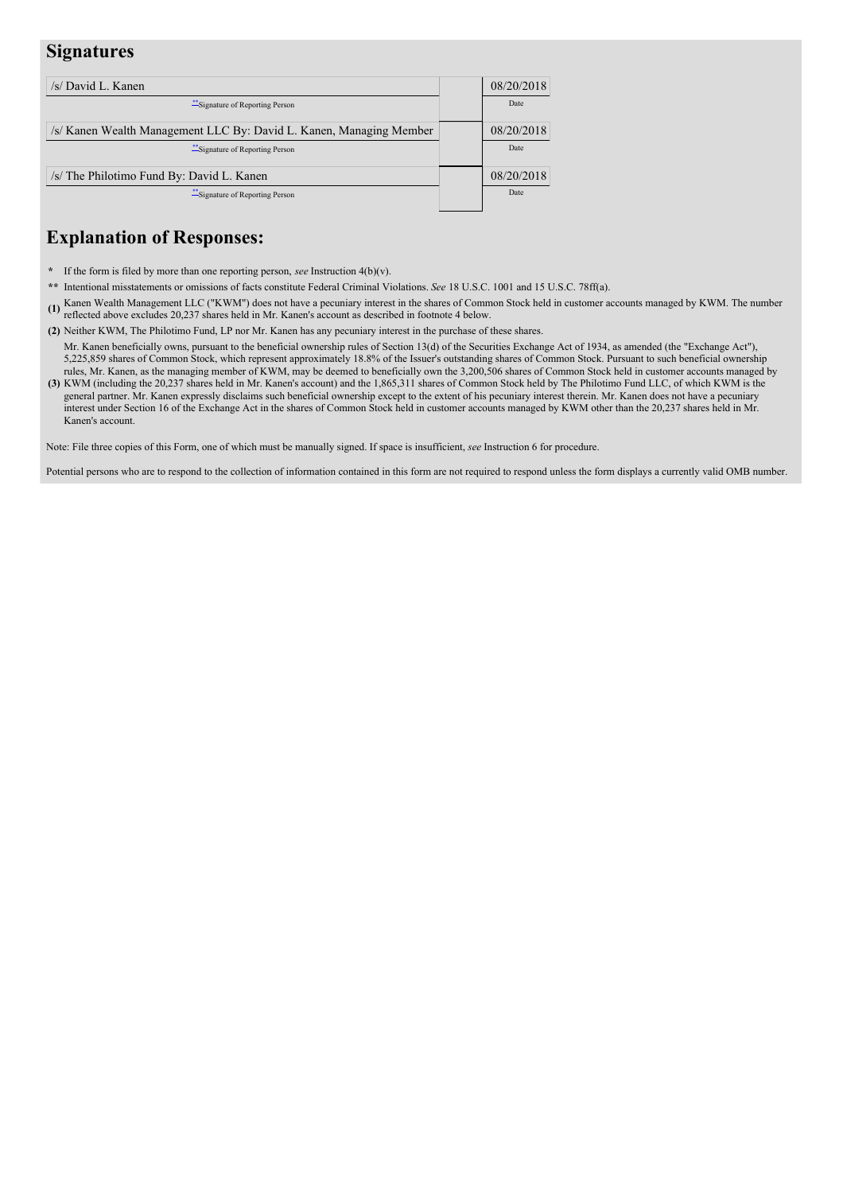## Signatures

| | | |
|---|---|---|
| /s/ David L. Kanen | | 08/20/2018 |
| ** Signature of Reporting Person | | Date |
| /s/ Kanen Wealth Management LLC By: David L. Kanen, Managing Member | | 08/20/2018 |
| ** Signature of Reporting Person | | Date |
| /s/ The Philotimo Fund By: David L. Kanen | | 08/20/2018 |
| ** Signature of Reporting Person | | Date |

## Explanation of Responses:

\* If the form is filed by more than one reporting person, *see* Instruction 4(b)(v).

** Intentional misstatements or omissions of facts constitute Federal Criminal Violations. *See* 18 U.S.C. 1001 and 15 U.S.C. 78ff(a).

(1) Kanen Wealth Management LLC ("KWM") does not have a pecuniary interest in the shares of Common Stock held in customer accounts managed by KWM. The number reflected above excludes 20,237 shares held in Mr. Kanen's account as described in footnote 4 below.

(2) Neither KWM, The Philotimo Fund, LP nor Mr. Kanen has any pecuniary interest in the purchase of these shares.

(3) Mr. Kanen beneficially owns, pursuant to the beneficial ownership rules of Section 13(d) of the Securities Exchange Act of 1934, as amended (the "Exchange Act"), 5,225,859 shares of Common Stock, which represent approximately 18.8% of the Issuer's outstanding shares of Common Stock. Pursuant to such beneficial ownership rules, Mr. Kanen, as the managing member of KWM, may be deemed to beneficially own the 3,200,506 shares of Common Stock held in customer accounts managed by KWM (including the 20,237 shares held in Mr. Kanen's account) and the 1,865,311 shares of Common Stock held by The Philotimo Fund LLC, of which KWM is the general partner. Mr. Kanen expressly disclaims such beneficial ownership except to the extent of his pecuniary interest therein. Mr. Kanen does not have a pecuniary interest under Section 16 of the Exchange Act in the shares of Common Stock held in customer accounts managed by KWM other than the 20,237 shares held in Mr. Kanen's account.

Note: File three copies of this Form, one of which must be manually signed. If space is insufficient, *see* Instruction 6 for procedure.

Potential persons who are to respond to the collection of information contained in this form are not required to respond unless the form displays a currently valid OMB number.